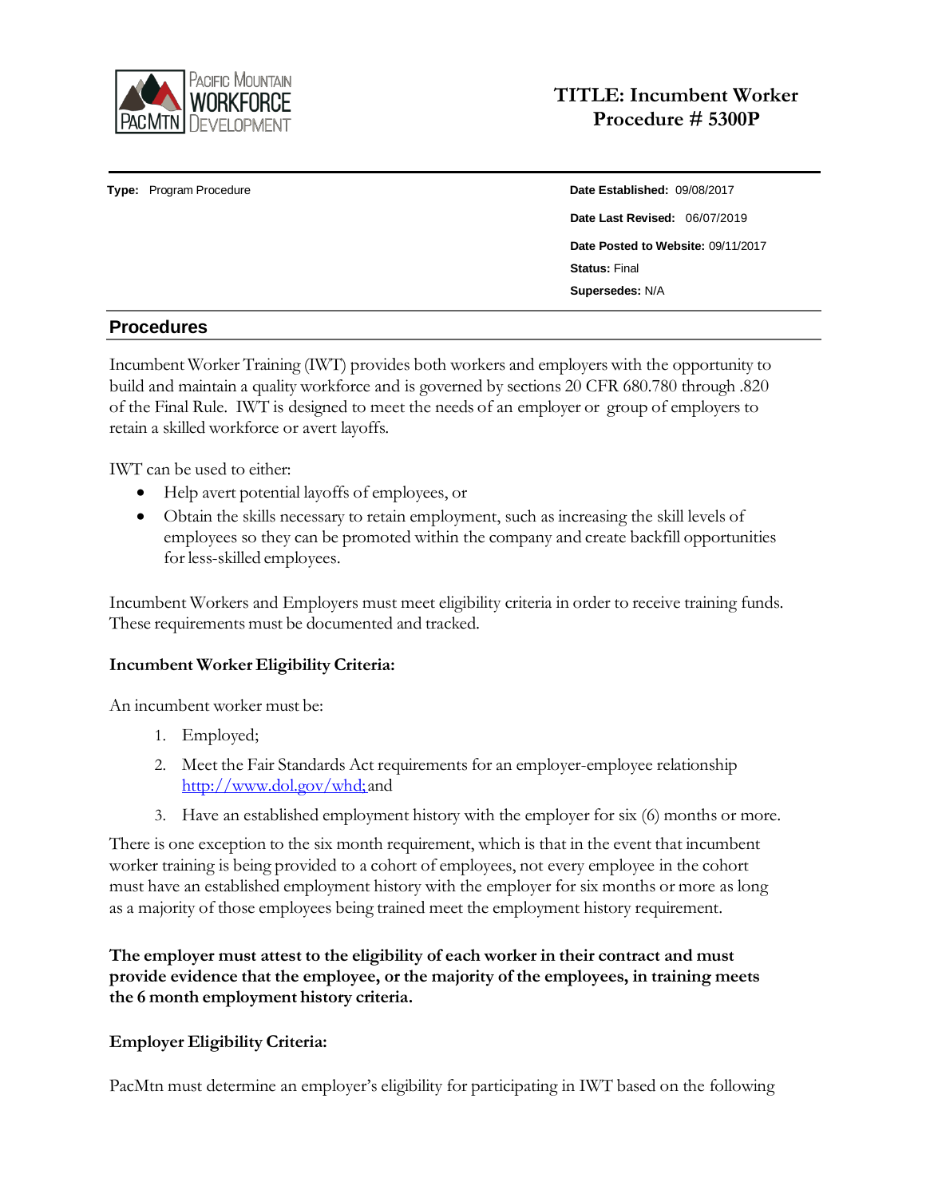Pacific Mountain WORKFORCE Development

# TITLE: Incumbent Worker Procedure # 5300P

**Type:** Program Procedure

**Date Established:** 09/08/2017

**Date Last Revised:** 06/07/2019

**Date Posted to Website:** 09/11/2017

**Status:** Final

**Supersedes:** N/A

## Procedures

Incumbent Worker Training (IWT) provides both workers and employers with the opportunity to build and maintain a quality workforce and is governed by sections 20 CFR 680.780 through .820 of the Final Rule. IWT is designed to meet the needs of an employer or group of employers to retain a skilled workforce or avert layoffs.

IWT can be used to either:

- Help avert potential layoffs of employees, or
- Obtain the skills necessary to retain employment, such as increasing the skill levels of employees so they can be promoted within the company and create backfill opportunities for less-skilled employees.

Incumbent Workers and Employers must meet eligibility criteria in order to receive training funds. These requirements must be documented and tracked.

**Incumbent Worker Eligibility Criteria:**

An incumbent worker must be:

1. Employed;
2. Meet the Fair Standards Act requirements for an employer-employee relationship http://www.dol.gov/whd; and
3. Have an established employment history with the employer for six (6) months or more.

There is one exception to the six month requirement, which is that in the event that incumbent worker training is being provided to a cohort of employees, not every employee in the cohort must have an established employment history with the employer for six months or more as long as a majority of those employees being trained meet the employment history requirement.

**The employer must attest to the eligibility of each worker in their contract and must provide evidence that the employee, or the majority of the employees, in training meets the 6 month employment history criteria.**

**Employer Eligibility Criteria:**

PacMtn must determine an employer's eligibility for participating in IWT based on the following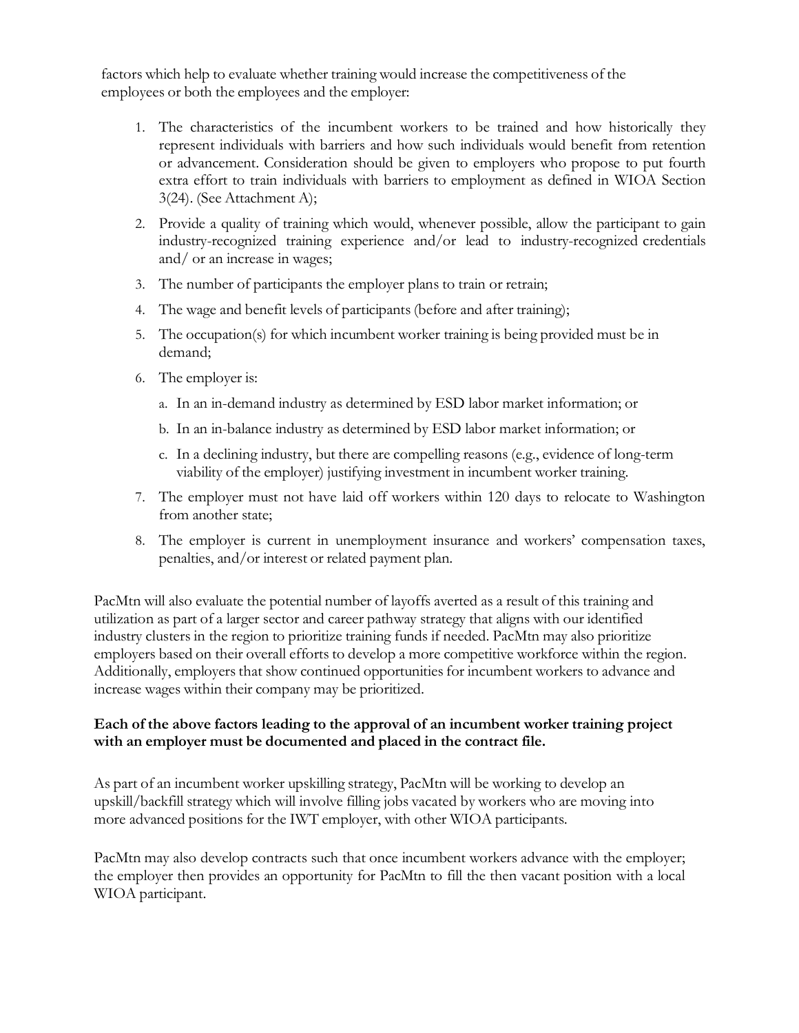factors which help to evaluate whether training would increase the competitiveness of the employees or both the employees and the employer:

1. The characteristics of the incumbent workers to be trained and how historically they represent individuals with barriers and how such individuals would benefit from retention or advancement. Consideration should be given to employers who propose to put fourth extra effort to train individuals with barriers to employment as defined in WIOA Section 3(24). (See Attachment A);
2. Provide a quality of training which would, whenever possible, allow the participant to gain industry-recognized training experience and/or lead to industry-recognized credentials and/ or an increase in wages;
3. The number of participants the employer plans to train or retrain;
4. The wage and benefit levels of participants (before and after training);
5. The occupation(s) for which incumbent worker training is being provided must be in demand;
6. The employer is:
   a. In an in-demand industry as determined by ESD labor market information; or
   b. In an in-balance industry as determined by ESD labor market information; or
   c. In a declining industry, but there are compelling reasons (e.g., evidence of long-term viability of the employer) justifying investment in incumbent worker training.
7. The employer must not have laid off workers within 120 days to relocate to Washington from another state;
8. The employer is current in unemployment insurance and workers' compensation taxes, penalties, and/or interest or related payment plan.

PacMtn will also evaluate the potential number of layoffs averted as a result of this training and utilization as part of a larger sector and career pathway strategy that aligns with our identified industry clusters in the region to prioritize training funds if needed. PacMtn may also prioritize employers based on their overall efforts to develop a more competitive workforce within the region. Additionally, employers that show continued opportunities for incumbent workers to advance and increase wages within their company may be prioritized.

**Each of the above factors leading to the approval of an incumbent worker training project with an employer must be documented and placed in the contract file.**

As part of an incumbent worker upskilling strategy, PacMtn will be working to develop an upskill/backfill strategy which will involve filling jobs vacated by workers who are moving into more advanced positions for the IWT employer, with other WIOA participants.

PacMtn may also develop contracts such that once incumbent workers advance with the employer; the employer then provides an opportunity for PacMtn to fill the then vacant position with a local WIOA participant.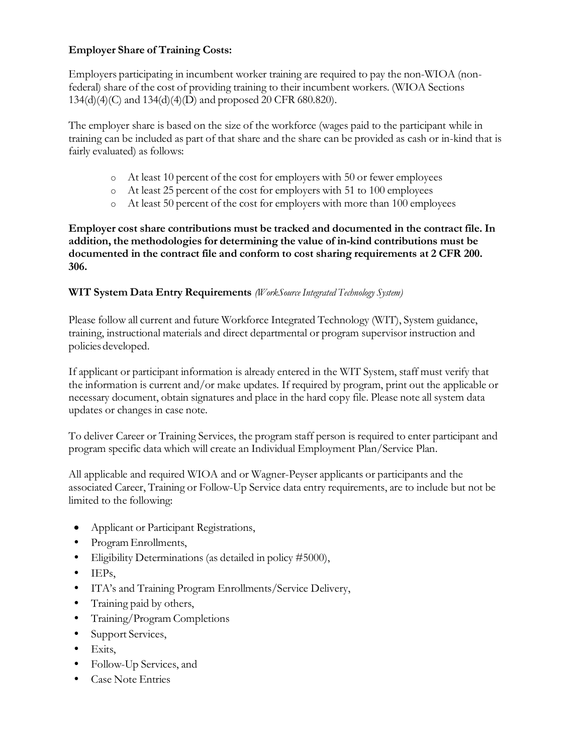**Employer Share of Training Costs:**

Employers participating in incumbent worker training are required to pay the non-WIOA (non-federal) share of the cost of providing training to their incumbent workers. (WIOA Sections 134(d)(4)(C) and 134(d)(4)(D) and proposed 20 CFR 680.820).

The employer share is based on the size of the workforce (wages paid to the participant while in training can be included as part of that share and the share can be provided as cash or in-kind that is fairly evaluated) as follows:

- At least 10 percent of the cost for employers with 50 or fewer employees
- At least 25 percent of the cost for employers with 51 to 100 employees
- At least 50 percent of the cost for employers with more than 100 employees

**Employer cost share contributions must be tracked and documented in the contract file. In addition, the methodologies for determining the value of in-kind contributions must be documented in the contract file and conform to cost sharing requirements at 2 CFR 200. 306.**

**WIT System Data Entry Requirements** *(WorkSource Integrated Technology System)*

Please follow all current and future Workforce Integrated Technology (WIT), System guidance, training, instructional materials and direct departmental or program supervisor instruction and policies developed.

If applicant or participant information is already entered in the WIT System, staff must verify that the information is current and/or make updates. If required by program, print out the applicable or necessary document, obtain signatures and place in the hard copy file. Please note all system data updates or changes in case note.

To deliver Career or Training Services, the program staff person is required to enter participant and program specific data which will create an Individual Employment Plan/Service Plan.

All applicable and required WIOA and or Wagner-Peyser applicants or participants and the associated Career, Training or Follow-Up Service data entry requirements, are to include but not be limited to the following:

- Applicant or Participant Registrations,
- Program Enrollments,
- Eligibility Determinations (as detailed in policy #5000),
- IEPs,
- ITA's and Training Program Enrollments/Service Delivery,
- Training paid by others,
- Training/Program Completions
- Support Services,
- Exits,
- Follow-Up Services, and
- Case Note Entries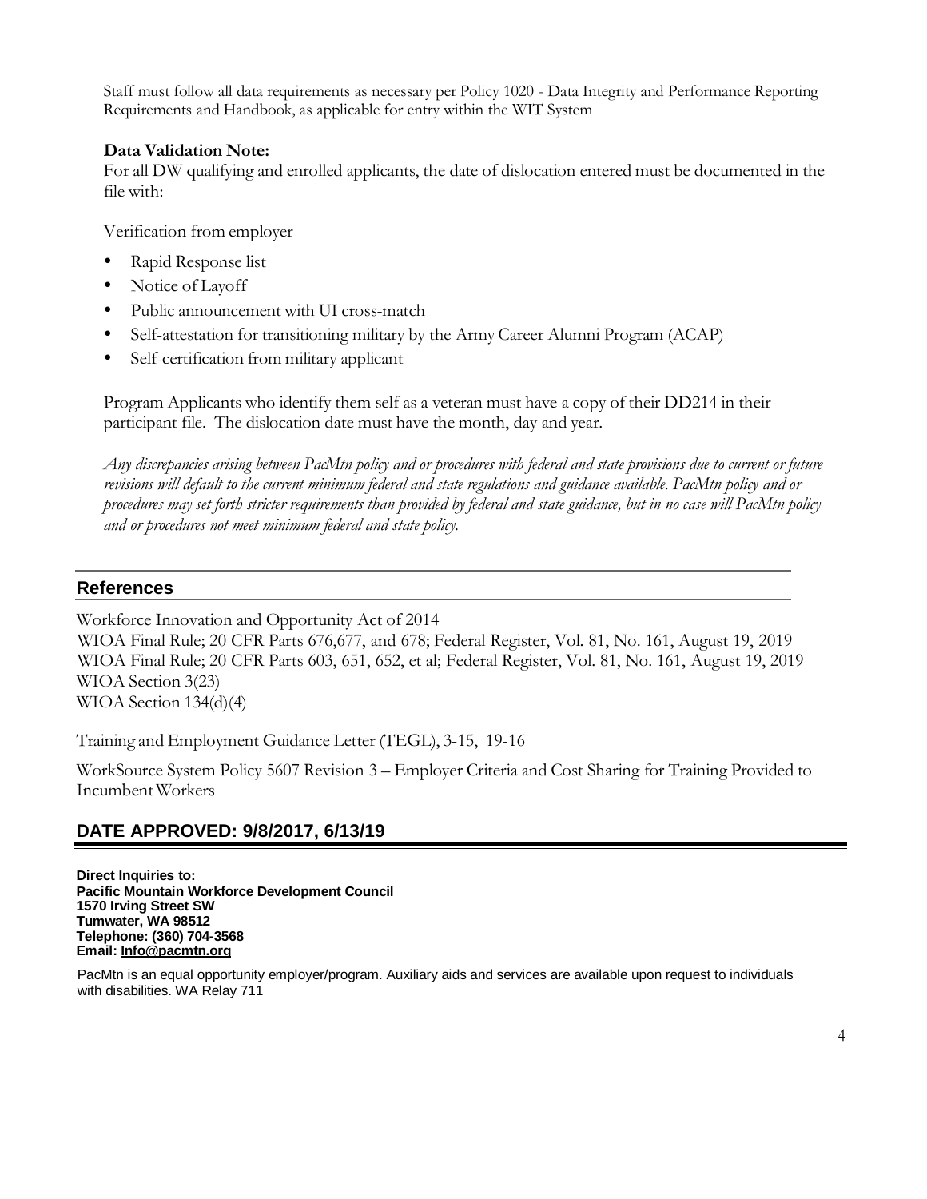Staff must follow all data requirements as necessary per Policy 1020 - Data Integrity and Performance Reporting Requirements and Handbook, as applicable for entry within the WIT System

**Data Validation Note:**
For all DW qualifying and enrolled applicants, the date of dislocation entered must be documented in the file with:

Verification from employer

- Rapid Response list
- Notice of Layoff
- Public announcement with UI cross-match
- Self-attestation for transitioning military by the Army Career Alumni Program (ACAP)
- Self-certification from military applicant

Program Applicants who identify them self as a veteran must have a copy of their DD214 in their participant file. The dislocation date must have the month, day and year.

*Any discrepancies arising between PacMtn policy and or procedures with federal and state provisions due to current or future revisions will default to the current minimum federal and state regulations and guidance available. PacMtn policy and or procedures may set forth stricter requirements than provided by federal and state guidance, but in no case will PacMtn policy and or procedures not meet minimum federal and state policy.*

## References

Workforce Innovation and Opportunity Act of 2014
WIOA Final Rule; 20 CFR Parts 676,677, and 678; Federal Register, Vol. 81, No. 161, August 19, 2019
WIOA Final Rule; 20 CFR Parts 603, 651, 652, et al; Federal Register, Vol. 81, No. 161, August 19, 2019
WIOA Section 3(23)
WIOA Section 134(d)(4)

Training and Employment Guidance Letter (TEGL), 3-15, 19-16

WorkSource System Policy 5607 Revision 3 – Employer Criteria and Cost Sharing for Training Provided to Incumbent Workers

## DATE APPROVED: 9/8/2017, 6/13/19

**Direct Inquiries to:**
**Pacific Mountain Workforce Development Council**
**1570 Irving Street SW**
**Tumwater, WA 98512**
**Telephone: (360) 704-3568**
**Email: Info@pacmtn.org**

PacMtn is an equal opportunity employer/program. Auxiliary aids and services are available upon request to individuals with disabilities. WA Relay 711